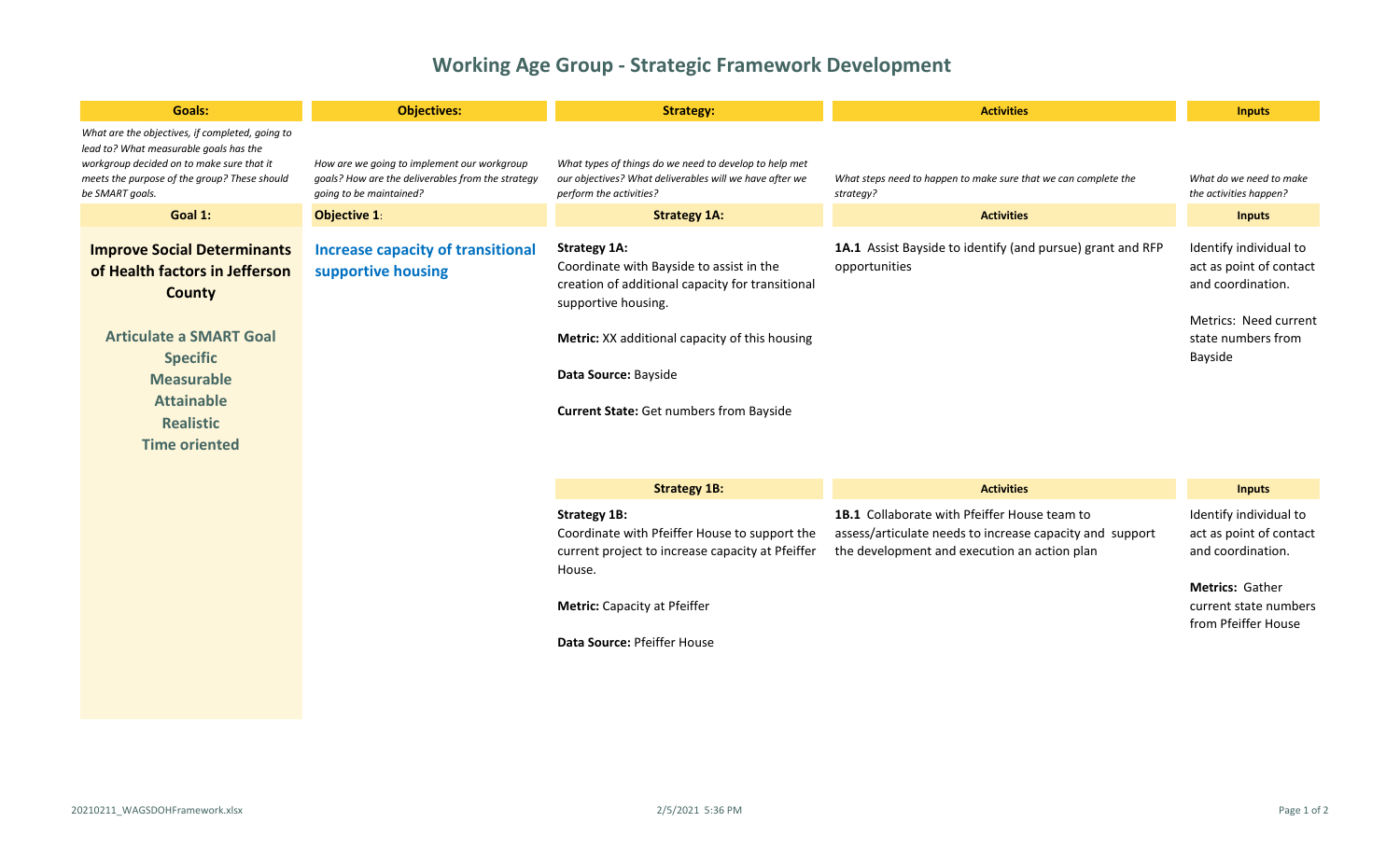# Working Age Group - Strategic Framework Development

| Goals: | Objectives: | Strategy: | Activities | Inputs |
|---|---|---|---|---|
| *What are the objectives, if completed, going to lead to? What measurable goals has the workgroup decided on to make sure that it meets the purpose of the group? These should be SMART goals.* | *How are we going to implement our workgroup goals? How are the deliverables from the strategy going to be maintained?* | *What types of things do we need to develop to help met our objectives? What deliverables will we have after we perform the activities?* | *What steps need to happen to make sure that we can complete the strategy?* | *What do we need to make the activities happen?* |
| **Goal 1:** | **Objective 1**: | **Strategy 1A:** | **Activities** | **Inputs** |
| **Improve Social Determinants of Health factors in Jefferson County**<br><br>**Articulate a SMART Goal**<br>**Specific**<br>**Measurable**<br>**Attainable**<br>**Realistic**<br>**Time oriented** | **Increase capacity of transitional supportive housing** | **Strategy 1A:**<br>Coordinate with Bayside to assist in the creation of additional capacity for transitional supportive housing.<br><br>**Metric:** XX additional capacity of this housing<br><br>**Data Source:** Bayside<br><br>**Current State:** Get numbers from Bayside | **1A.1** Assist Bayside to identify (and pursue) grant and RFP opportunities | Identify individual to act as point of contact and coordination.<br><br>Metrics: Need current state numbers from Bayside |
| | | **Strategy 1B:** | **Activities** | **Inputs** |
| | | **Strategy 1B:**<br>Coordinate with Pfeiffer House to support the current project to increase capacity at Pfeiffer House.<br><br>**Metric:** Capacity at Pfeiffer<br><br>**Data Source:** Pfeiffer House | **1B.1** Collaborate with Pfeiffer House team to assess/articulate needs to increase capacity and support the development and execution an action plan | Identify individual to act as point of contact and coordination.<br><br>**Metrics:** Gather current state numbers from Pfeiffer House |

20210211_WAGSDOHFramework.xlsx 2/5/2021 5:36 PM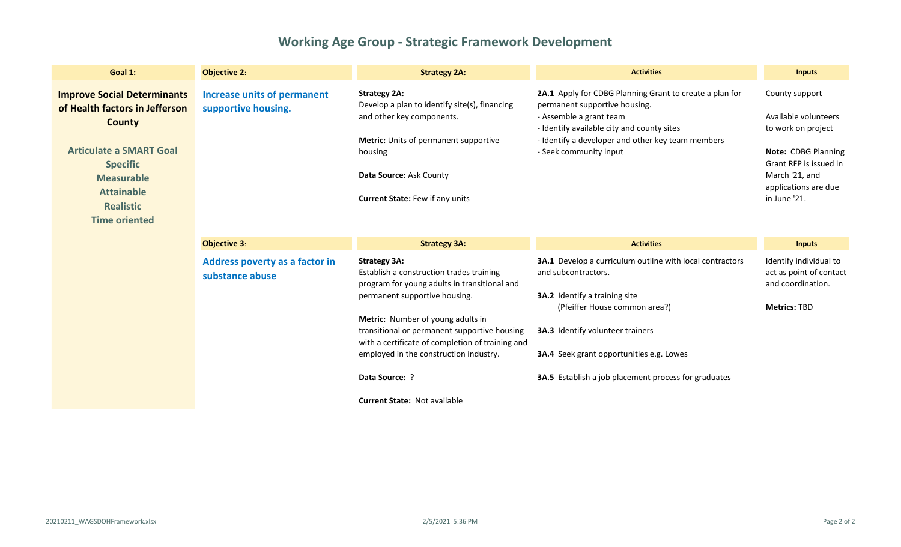# Working Age Group - Strategic Framework Development

| Goal 1: | Objective 2: | Strategy 2A: | Activities | Inputs |
|---|---|---|---|---|
| **Improve Social Determinants of Health factors in Jefferson County**<br><br>**Articulate a SMART Goal**<br>**Specific**<br>**Measurable**<br>**Attainable**<br>**Realistic**<br>**Time oriented** | **Increase units of permanent supportive housing.** | **Strategy 2A:**<br>Develop a plan to identify site(s), financing and other key components.<br><br>**Metric:** Units of permanent supportive housing<br><br>**Data Source:** Ask County<br><br>**Current State:** Few if any units | **2A.1** Apply for CDBG Planning Grant to create a plan for permanent supportive housing.<br>- Assemble a grant team<br>- Identify available city and county sites<br>- Identify a developer and other key team members<br>- Seek community input | County support<br><br>Available volunteers to work on project<br><br>**Note:** CDBG Planning Grant RFP is issued in March '21, and applications are due in June '21. |
| | **Objective 3:** | **Strategy 3A:** | **Activities** | **Inputs** |
| | **Address poverty as a factor in substance abuse** | **Strategy 3A:**<br>Establish a construction trades training program for young adults in transitional and permanent supportive housing.<br><br>**Metric:** Number of young adults in transitional or permanent supportive housing with a certificate of completion of training and employed in the construction industry.<br><br>**Data Source:** ?<br><br>**Current State:** Not available | **3A.1** Develop a curriculum outline with local contractors and subcontractors.<br><br>**3A.2** Identify a training site (Pfeiffer House common area?)<br><br>**3A.3** Identify volunteer trainers<br><br>**3A.4** Seek grant opportunities e.g. Lowes<br><br>**3A.5** Establish a job placement process for graduates | Identify individual to act as point of contact and coordination.<br><br>**Metrics:** TBD |